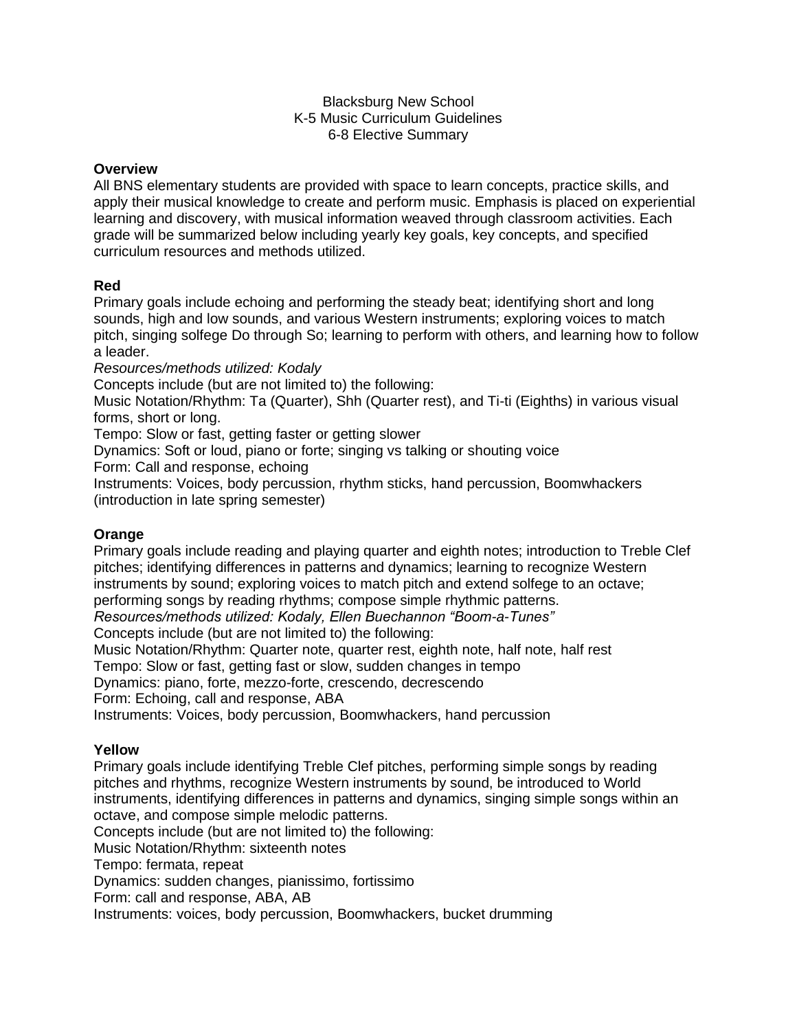Blacksburg New School
K-5 Music Curriculum Guidelines
6-8 Elective Summary

**Overview**
All BNS elementary students are provided with space to learn concepts, practice skills, and apply their musical knowledge to create and perform music. Emphasis is placed on experiential learning and discovery, with musical information weaved through classroom activities. Each grade will be summarized below including yearly key goals, key concepts, and specified curriculum resources and methods utilized.

**Red**
Primary goals include echoing and performing the steady beat; identifying short and long sounds, high and low sounds, and various Western instruments; exploring voices to match pitch, singing solfege Do through So; learning to perform with others, and learning how to follow a leader.
*Resources/methods utilized: Kodaly*
Concepts include (but are not limited to) the following:
Music Notation/Rhythm: Ta (Quarter), Shh (Quarter rest), and Ti-ti (Eighths) in various visual forms, short or long.
Tempo: Slow or fast, getting faster or getting slower
Dynamics: Soft or loud, piano or forte; singing vs talking or shouting voice
Form: Call and response, echoing
Instruments: Voices, body percussion, rhythm sticks, hand percussion, Boomwhackers (introduction in late spring semester)

**Orange**
Primary goals include reading and playing quarter and eighth notes; introduction to Treble Clef pitches; identifying differences in patterns and dynamics; learning to recognize Western instruments by sound; exploring voices to match pitch and extend solfege to an octave; performing songs by reading rhythms; compose simple rhythmic patterns.
*Resources/methods utilized: Kodaly, Ellen Buechannon "Boom-a-Tunes"*
Concepts include (but are not limited to) the following:
Music Notation/Rhythm: Quarter note, quarter rest, eighth note, half note, half rest
Tempo: Slow or fast, getting fast or slow, sudden changes in tempo
Dynamics: piano, forte, mezzo-forte, crescendo, decrescendo
Form: Echoing, call and response, ABA
Instruments: Voices, body percussion, Boomwhackers, hand percussion

**Yellow**
Primary goals include identifying Treble Clef pitches, performing simple songs by reading pitches and rhythms, recognize Western instruments by sound, be introduced to World instruments, identifying differences in patterns and dynamics, singing simple songs within an octave, and compose simple melodic patterns.
Concepts include (but are not limited to) the following:
Music Notation/Rhythm: sixteenth notes
Tempo: fermata, repeat
Dynamics: sudden changes, pianissimo, fortissimo
Form: call and response, ABA, AB
Instruments: voices, body percussion, Boomwhackers, bucket drumming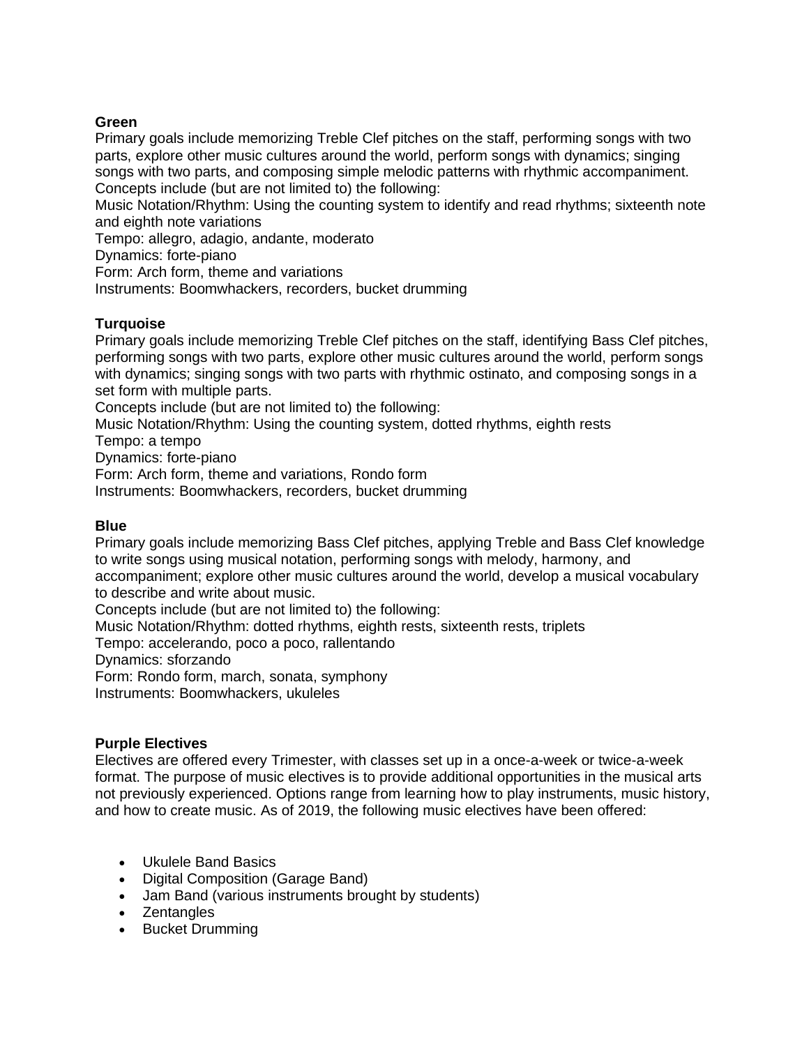**Green**

Primary goals include memorizing Treble Clef pitches on the staff, performing songs with two parts, explore other music cultures around the world, perform songs with dynamics; singing songs with two parts, and composing simple melodic patterns with rhythmic accompaniment.

Concepts include (but are not limited to) the following:

Music Notation/Rhythm: Using the counting system to identify and read rhythms; sixteenth note and eighth note variations

Tempo: allegro, adagio, andante, moderato

Dynamics: forte-piano

Form: Arch form, theme and variations

Instruments: Boomwhackers, recorders, bucket drumming

**Turquoise**

Primary goals include memorizing Treble Clef pitches on the staff, identifying Bass Clef pitches, performing songs with two parts, explore other music cultures around the world, perform songs with dynamics; singing songs with two parts with rhythmic ostinato, and composing songs in a set form with multiple parts.

Concepts include (but are not limited to) the following:

Music Notation/Rhythm: Using the counting system, dotted rhythms, eighth rests

Tempo: a tempo

Dynamics: forte-piano

Form: Arch form, theme and variations, Rondo form

Instruments: Boomwhackers, recorders, bucket drumming

**Blue**

Primary goals include memorizing Bass Clef pitches, applying Treble and Bass Clef knowledge to write songs using musical notation, performing songs with melody, harmony, and accompaniment; explore other music cultures around the world, develop a musical vocabulary to describe and write about music.

Concepts include (but are not limited to) the following:

Music Notation/Rhythm: dotted rhythms, eighth rests, sixteenth rests, triplets

Tempo: accelerando, poco a poco, rallentando

Dynamics: sforzando

Form: Rondo form, march, sonata, symphony

Instruments: Boomwhackers, ukuleles

**Purple Electives**

Electives are offered every Trimester, with classes set up in a once-a-week or twice-a-week format. The purpose of music electives is to provide additional opportunities in the musical arts not previously experienced. Options range from learning how to play instruments, music history, and how to create music. As of 2019, the following music electives have been offered:

- Ukulele Band Basics
- Digital Composition (Garage Band)
- Jam Band (various instruments brought by students)
- Zentangles
- Bucket Drumming